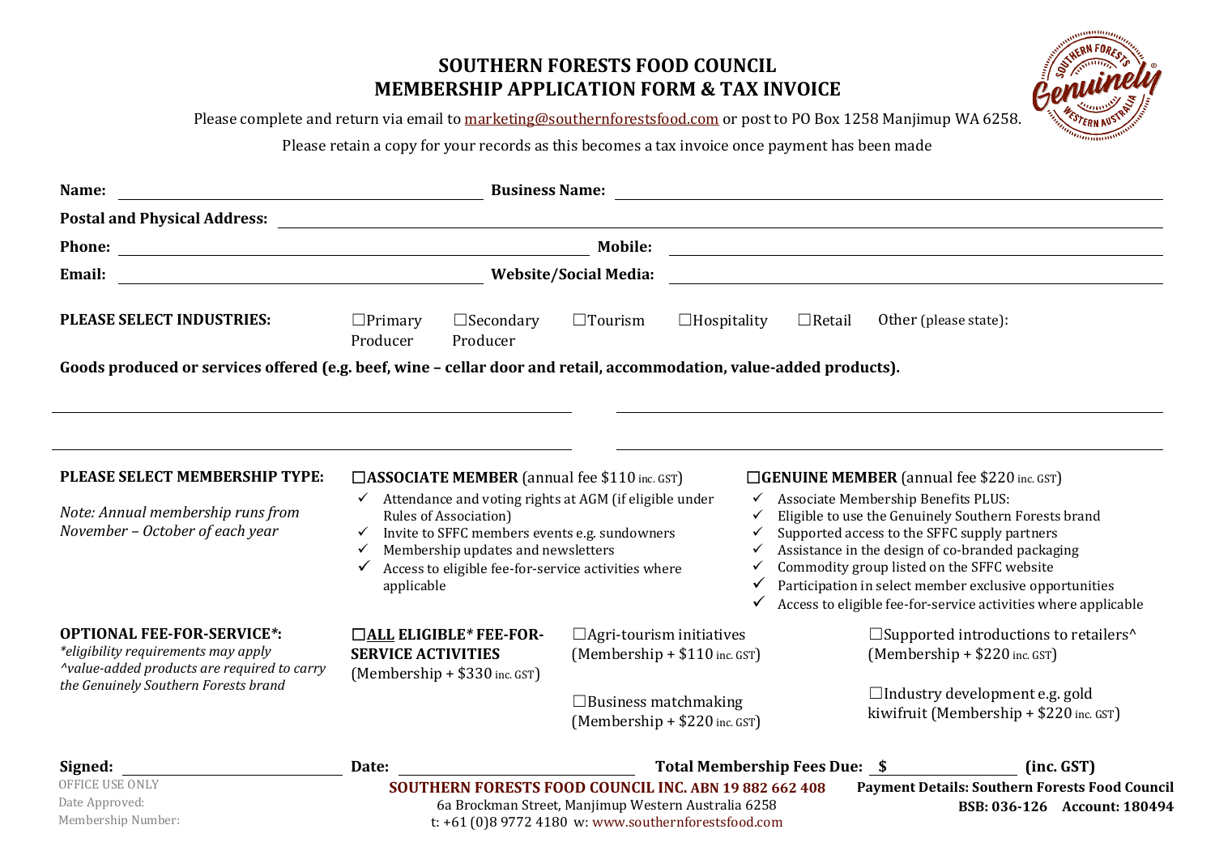# SOUTHERN FORESTS FOOD COUNCIL
# MEMBERSHIP APPLICATION FORM & TAX INVOICE

Please complete and return via email to marketing@southernforestsfood.com or post to PO Box 1258 Manjimup WA 6258.

Please retain a copy for your records as this becomes a tax invoice once payment has been made

**Name:** \_\_\_\_\_\_\_\_\_\_\_\_\_\_\_\_\_\_\_\_ **Business Name:** \_\_\_\_\_\_\_\_\_\_\_\_\_\_\_\_\_\_\_\_

**Postal and Physical Address:** \_\_\_\_\_\_\_\_\_\_\_\_\_\_\_\_\_\_\_\_

**Phone:** \_\_\_\_\_\_\_\_\_\_\_\_\_\_\_\_\_\_\_\_ **Mobile:** \_\_\_\_\_\_\_\_\_\_\_\_\_\_\_\_\_\_\_\_

**Email:** \_\_\_\_\_\_\_\_\_\_\_\_\_\_\_\_\_\_\_\_ **Website/Social Media:** \_\_\_\_\_\_\_\_\_\_\_\_\_\_\_\_\_\_\_\_

**PLEASE SELECT INDUSTRIES:** ☐Primary Producer ☐Secondary Producer ☐Tourism ☐Hospitality ☐Retail Other (please state):

**Goods produced or services offered (e.g. beef, wine – cellar door and retail, accommodation, value-added products).**

\_\_\_\_\_\_\_\_\_\_\_\_\_\_\_\_\_\_\_\_ \_\_\_\_\_\_\_\_\_\_\_\_\_\_\_\_\_\_\_\_

\_\_\_\_\_\_\_\_\_\_\_\_\_\_\_\_\_\_\_\_ \_\_\_\_\_\_\_\_\_\_\_\_\_\_\_\_\_\_\_\_

**PLEASE SELECT MEMBERSHIP TYPE:**

*Note: Annual membership runs from November – October of each year*

☐**ASSOCIATE MEMBER** (annual fee $110 inc. GST)

- ✓ Attendance and voting rights at AGM (if eligible under Rules of Association)
- ✓ Invite to SFFC members events e.g. sundowners
- ✓ Membership updates and newsletters
- ✓ Access to eligible fee-for-service activities where applicable

☐**GENUINE MEMBER** (annual fee $220 inc. GST)

- ✓ Associate Membership Benefits PLUS:
- ✓ Eligible to use the Genuinely Southern Forests brand
- ✓ Supported access to the SFFC supply partners
- ✓ Assistance in the design of co-branded packaging
- ✓ Commodity group listed on the SFFC website
- ✓ Participation in select member exclusive opportunities
- ✓ Access to eligible fee-for-service activities where applicable

**OPTIONAL FEE-FOR-SERVICE*:**

*\*eligibility requirements may apply*
*^value-added products are required to carry the Genuinely Southern Forests brand*

- ☐**ALL ELIGIBLE* FEE-FOR-SERVICE ACTIVITIES** (Membership + $330 inc. GST)
- ☐Agri-tourism initiatives (Membership + $110 inc. GST)
- ☐Business matchmaking (Membership + $220 inc. GST)
- ☐Supported introductions to retailers^ (Membership + $220 inc. GST)
- ☐Industry development e.g. gold kiwifruit (Membership + $220 inc. GST)

**Signed:** \_\_\_\_\_\_\_\_\_\_\_\_\_\_\_\_\_\_\_\_ **Date:** \_\_\_\_\_\_\_\_\_\_\_\_\_\_\_\_\_\_\_\_ **Total Membership Fees Due: $** \_\_\_\_\_\_\_\_\_\_ **(inc. GST)**

OFFICE USE ONLY
Date Approved:
Membership Number:

**SOUTHERN FORESTS FOOD COUNCIL INC. ABN 19 882 662 408**
6a Brockman Street, Manjimup Western Australia 6258
t: +61 (0)8 9772 4180 w: www.southernforestsfood.com

**Payment Details: Southern Forests Food Council**
**BSB: 036-126 Account: 180494**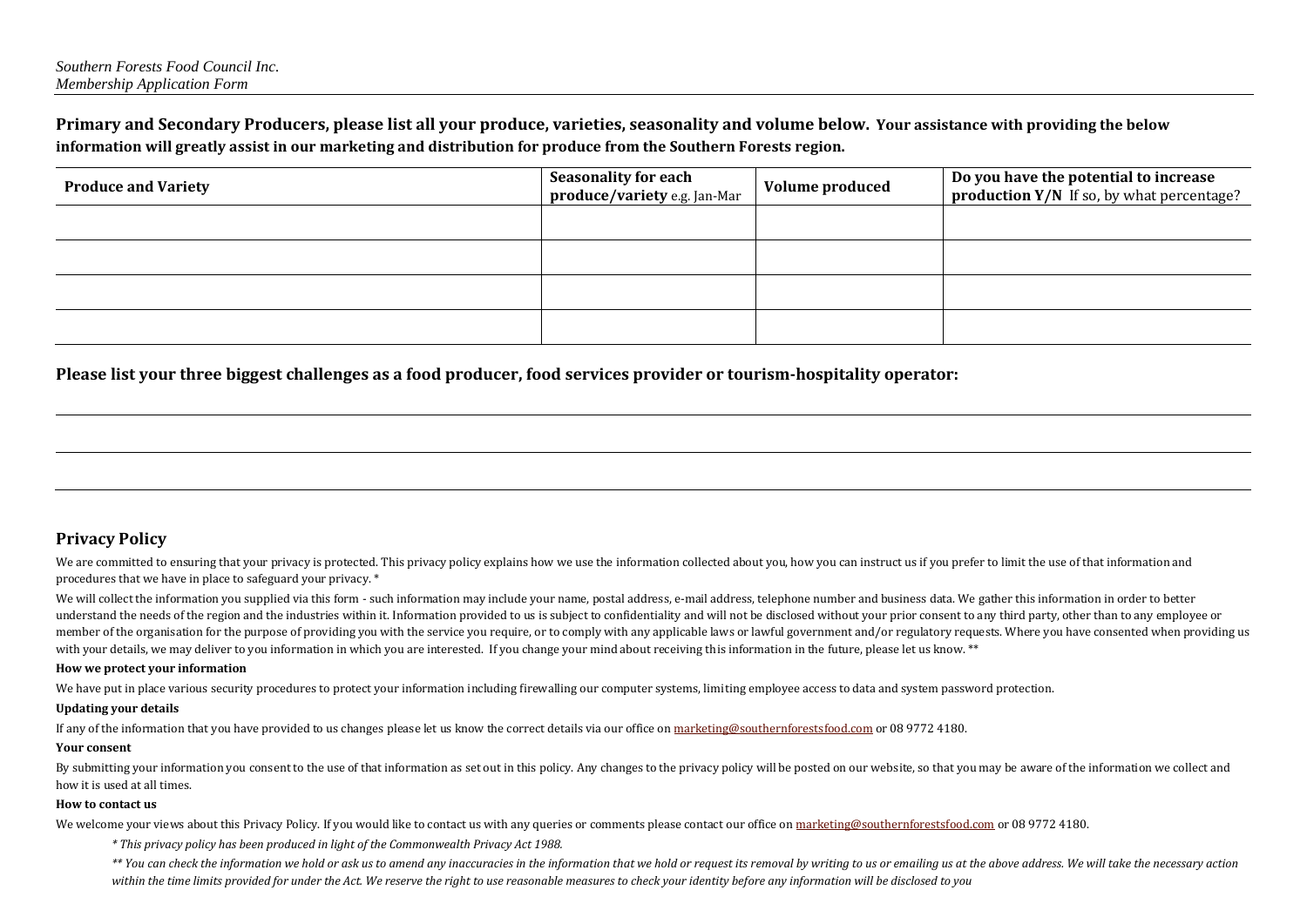**Primary and Secondary Producers, please list all your produce, varieties, seasonality and volume below. Your assistance with providing the below information will greatly assist in our marketing and distribution for produce from the Southern Forests region.**

| **Produce and Variety** | **Seasonality for each produce/variety** e.g. Jan-Mar | **Volume produced** | **Do you have the potential to increase production Y/N** If so, by what percentage? |
|---|---|---|---|
| | | | |
| | | | |
| | | | |
| | | | |

**Please list your three biggest challenges as a food producer, food services provider or tourism-hospitality operator:**

## Privacy Policy

We are committed to ensuring that your privacy is protected. This privacy policy explains how we use the information collected about you, how you can instruct us if you prefer to limit the use of that information and procedures that we have in place to safeguard your privacy. *

We will collect the information you supplied via this form - such information may include your name, postal address, e-mail address, telephone number and business data. We gather this information in order to better understand the needs of the region and the industries within it. Information provided to us is subject to confidentiality and will not be disclosed without your prior consent to any third party, other than to any employee or member of the organisation for the purpose of providing you with the service you require, or to comply with any applicable laws or lawful government and/or regulatory requests. Where you have consented when providing us with your details, we may deliver to you information in which you are interested. If you change your mind about receiving this information in the future, please let us know. **

**How we protect your information**

We have put in place various security procedures to protect your information including firewalling our computer systems, limiting employee access to data and system password protection.

**Updating your details**

If any of the information that you have provided to us changes please let us know the correct details via our office on marketing@southernforestsfood.com or 08 9772 4180.

**Your consent**

By submitting your information you consent to the use of that information as set out in this policy. Any changes to the privacy policy will be posted on our website, so that you may be aware of the information we collect and how it is used at all times.

**How to contact us**

We welcome your views about this Privacy Policy. If you would like to contact us with any queries or comments please contact our office on marketing@southernforestsfood.com or 08 9772 4180.

*\* This privacy policy has been produced in light of the Commonwealth Privacy Act 1988.*

*\*\* You can check the information we hold or ask us to amend any inaccuracies in the information that we hold or request its removal by writing to us or emailing us at the above address. We will take the necessary action within the time limits provided for under the Act. We reserve the right to use reasonable measures to check your identity before any information will be disclosed to you*